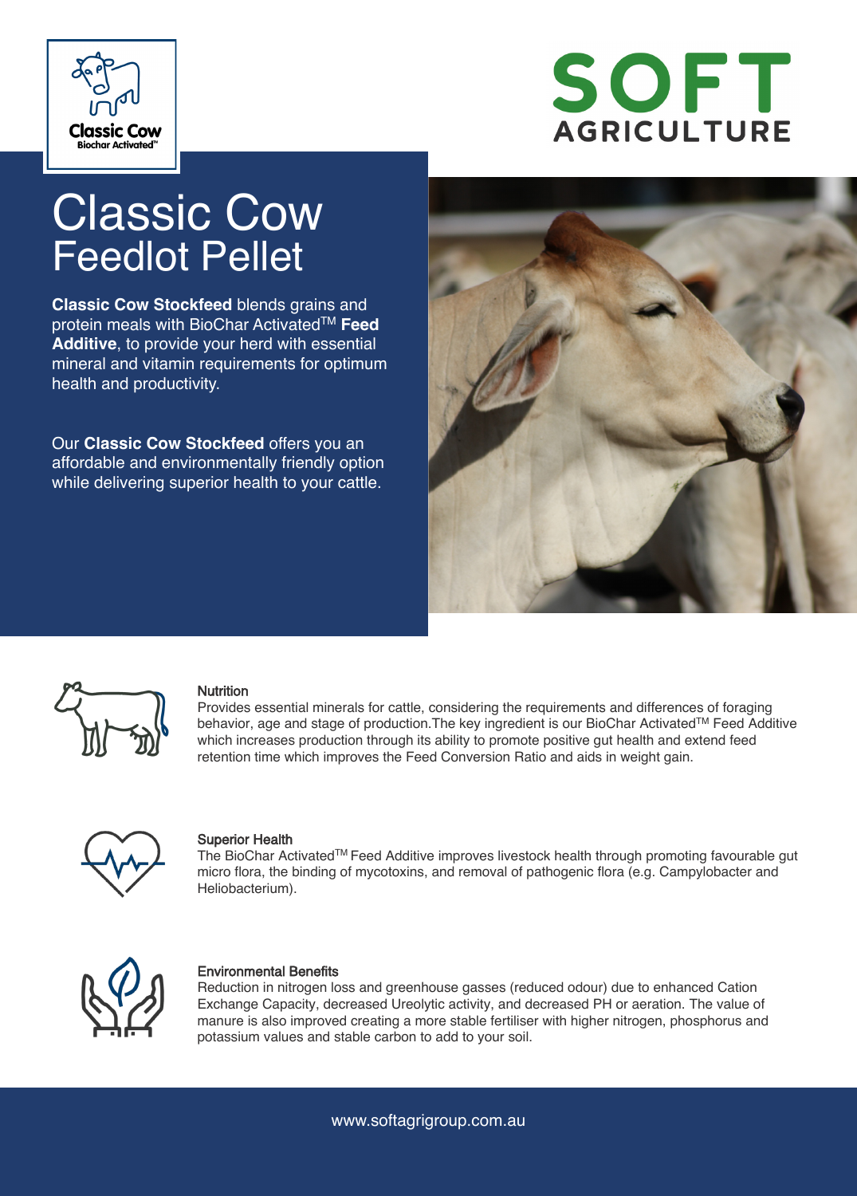Classic Cow
Biochar Activated™

SOFT AGRICULTURE

# Classic Cow Feedlot Pellet

**Classic Cow Stockfeed** blends grains and protein meals with BioChar Activated™ **Feed Additive**, to provide your herd with essential mineral and vitamin requirements for optimum health and productivity.

Our **Classic Cow Stockfeed** offers you an affordable and environmentally friendly option while delivering superior health to your cattle.

### Nutrition

Provides essential minerals for cattle, considering the requirements and differences of foraging behavior, age and stage of production.The key ingredient is our BioChar Activated™ Feed Additive which increases production through its ability to promote positive gut health and extend feed retention time which improves the Feed Conversion Ratio and aids in weight gain.

### Superior Health

The BioChar Activated™ Feed Additive improves livestock health through promoting favourable gut micro flora, the binding of mycotoxins, and removal of pathogenic flora (e.g. Campylobacter and Heliobacterium).

### Environmental Benefits

Reduction in nitrogen loss and greenhouse gasses (reduced odour) due to enhanced Cation Exchange Capacity, decreased Ureolytic activity, and decreased PH or aeration. The value of manure is also improved creating a more stable fertiliser with higher nitrogen, phosphorus and potassium values and stable carbon to add to your soil.

www.softagrigroup.com.au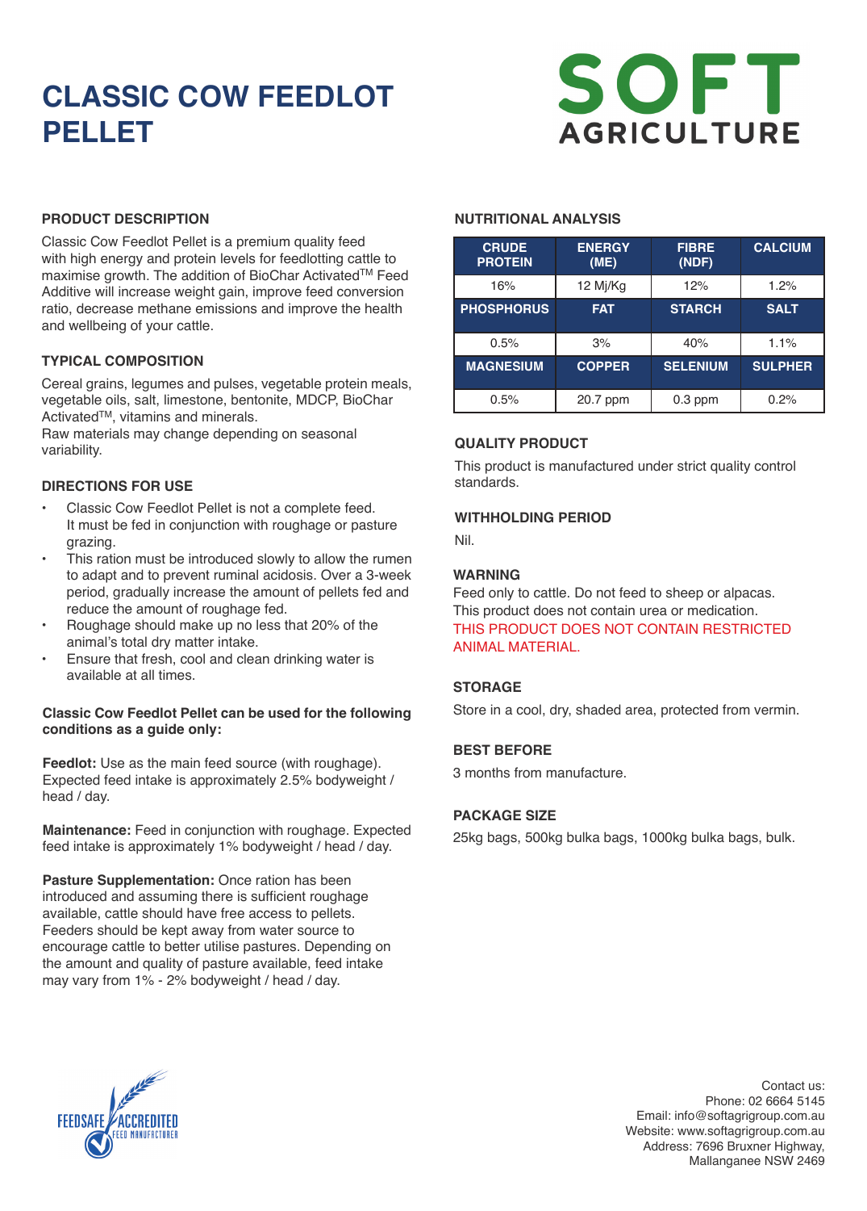# CLASSIC COW FEEDLOT PELLET

SOFT AGRICULTURE

## PRODUCT DESCRIPTION

Classic Cow Feedlot Pellet is a premium quality feed with high energy and protein levels for feedlotting cattle to maximise growth. The addition of BioChar Activated™ Feed Additive will increase weight gain, improve feed conversion ratio, decrease methane emissions and improve the health and wellbeing of your cattle.

## TYPICAL COMPOSITION

Cereal grains, legumes and pulses, vegetable protein meals, vegetable oils, salt, limestone, bentonite, MDCP, BioChar Activated™, vitamins and minerals.
Raw materials may change depending on seasonal variability.

## DIRECTIONS FOR USE

- Classic Cow Feedlot Pellet is not a complete feed. It must be fed in conjunction with roughage or pasture grazing.
- This ration must be introduced slowly to allow the rumen to adapt and to prevent ruminal acidosis. Over a 3-week period, gradually increase the amount of pellets fed and reduce the amount of roughage fed.
- Roughage should make up no less that 20% of the animal's total dry matter intake.
- Ensure that fresh, cool and clean drinking water is available at all times.

**Classic Cow Feedlot Pellet can be used for the following conditions as a guide only:**

**Feedlot:** Use as the main feed source (with roughage). Expected feed intake is approximately 2.5% bodyweight / head / day.

**Maintenance:** Feed in conjunction with roughage. Expected feed intake is approximately 1% bodyweight / head / day.

**Pasture Supplementation:** Once ration has been introduced and assuming there is sufficient roughage available, cattle should have free access to pellets. Feeders should be kept away from water source to encourage cattle to better utilise pastures. Depending on the amount and quality of pasture available, feed intake may vary from 1% - 2% bodyweight / head / day.

## NUTRITIONAL ANALYSIS

| CRUDE PROTEIN | ENERGY (ME) | FIBRE (NDF) | CALCIUM |
|---|---|---|---|
| 16% | 12 Mj/Kg | 12% | 1.2% |
| **PHOSPHORUS** | **FAT** | **STARCH** | **SALT** |
| 0.5% | 3% | 40% | 1.1% |
| **MAGNESIUM** | **COPPER** | **SELENIUM** | **SULPHER** |
| 0.5% | 20.7 ppm | 0.3 ppm | 0.2% |

## QUALITY PRODUCT

This product is manufactured under strict quality control standards.

## WITHHOLDING PERIOD

Nil.

## WARNING

Feed only to cattle. Do not feed to sheep or alpacas.
This product does not contain urea or medication.
THIS PRODUCT DOES NOT CONTAIN RESTRICTED ANIMAL MATERIAL.

## STORAGE

Store in a cool, dry, shaded area, protected from vermin.

## BEST BEFORE

3 months from manufacture.

## PACKAGE SIZE

25kg bags, 500kg bulka bags, 1000kg bulka bags, bulk.

FEEDSAFE ACCREDITED FEED MANUFACTURER

Contact us:
Phone: 02 6664 5145
Email: info@softagrigroup.com.au
Website: www.softagrigroup.com.au
Address: 7696 Bruxner Highway, Mallanganee NSW 2469